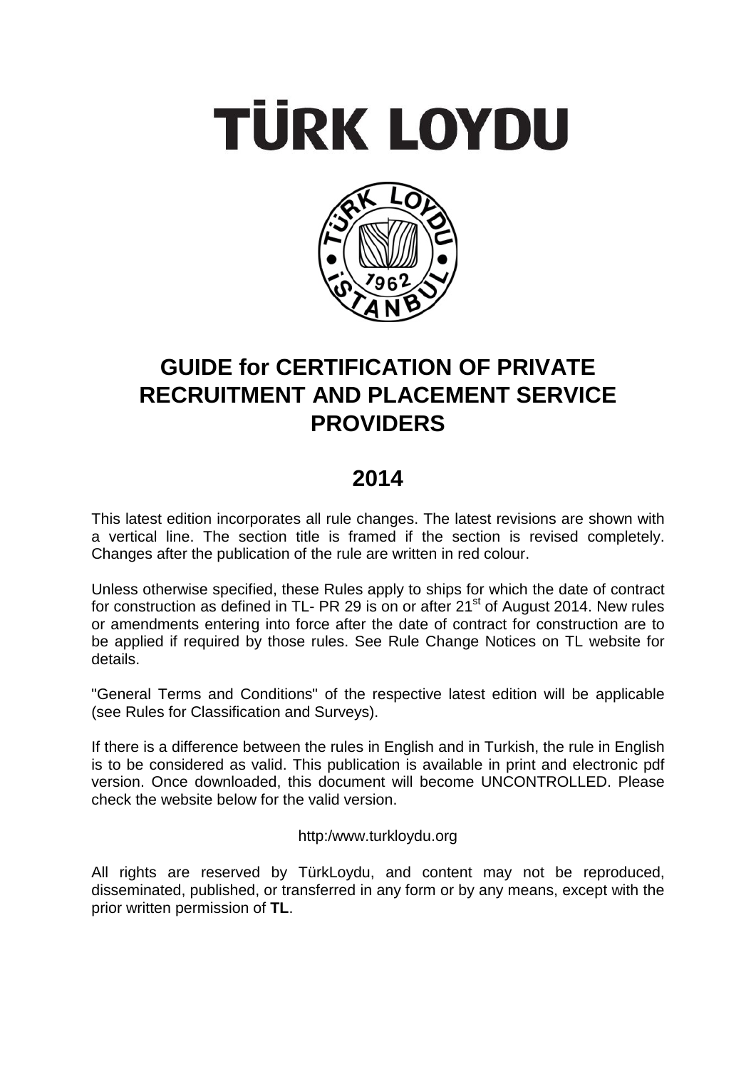# TÜRK LOYDU

# GUIDE for CERTIFICATION OF PRIVATE RECRUITMENT AND PLACEMENT SERVICE PROVIDERS

## 2014

This latest edition incorporates all rule changes. The latest revisions are shown with a vertical line. The section title is framed if the section is revised completely. Changes after the publication of the rule are written in red colour.

Unless otherwise specified, these Rules apply to ships for which the date of contract for construction as defined in TL- PR 29 is on or after 21st of August 2014. New rules or amendments entering into force after the date of contract for construction are to be applied if required by those rules. See Rule Change Notices on TL website for details.

"General Terms and Conditions" of the respective latest edition will be applicable (see Rules for Classification and Surveys).

If there is a difference between the rules in English and in Turkish, the rule in English is to be considered as valid. This publication is available in print and electronic pdf version. Once downloaded, this document will become UNCONTROLLED. Please check the website below for the valid version.

http:/www.turkloydu.org

All rights are reserved by TürkLoydu, and content may not be reproduced, disseminated, published, or transferred in any form or by any means, except with the prior written permission of **TL**.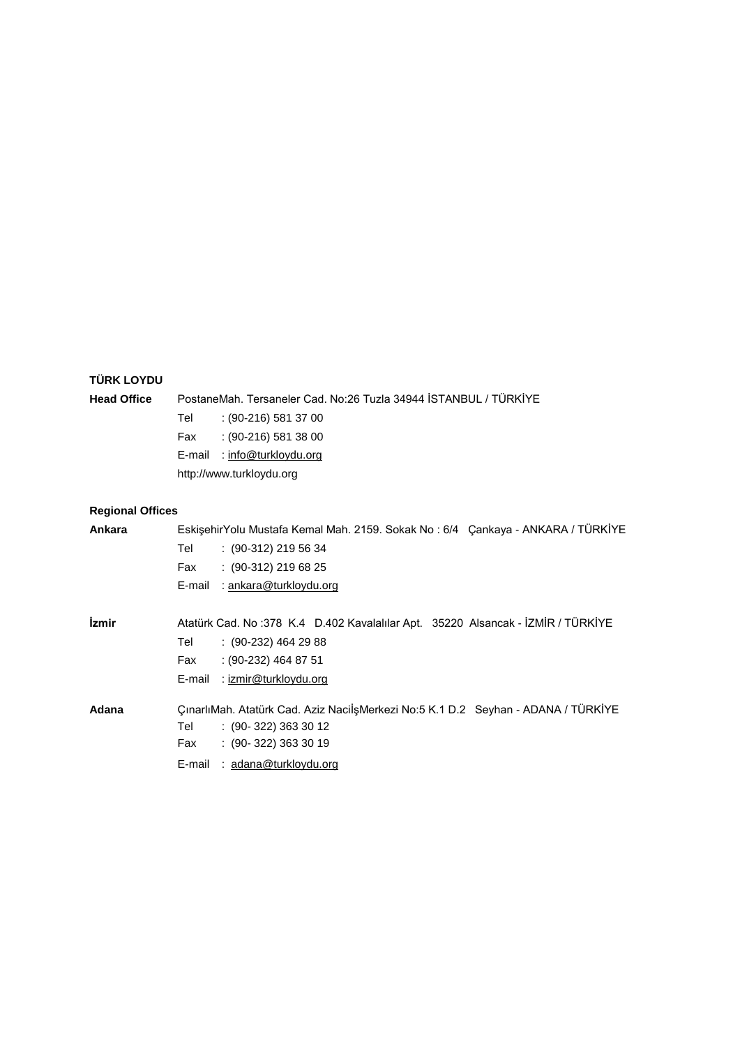**TÜRK LOYDU**

**Head Office** PostaneMah. Tersaneler Cad. No:26 Tuzla 34944 İSTANBUL / TÜRKİYE

Tel : (90-216) 581 37 00

Fax : (90-216) 581 38 00

E-mail : info@turkloydu.org

http://www.turkloydu.org

**Regional Offices**

**Ankara** EskişehirYolu Mustafa Kemal Mah. 2159. Sokak No : 6/4 Çankaya - ANKARA / TÜRKİYE

Tel : (90-312) 219 56 34

Fax : (90-312) 219 68 25

E-mail : ankara@turkloydu.org

**İzmir** Atatürk Cad. No :378 K.4 D.402 Kavalalılar Apt. 35220 Alsancak - İZMİR / TÜRKİYE

Tel : (90-232) 464 29 88

Fax : (90-232) 464 87 51

E-mail : izmir@turkloydu.org

**Adana** ÇınarlıMah. Atatürk Cad. Aziz NacilİşMerkezi No:5 K.1 D.2 Seyhan - ADANA / TÜRKİYE

Tel : (90- 322) 363 30 12

Fax : (90- 322) 363 30 19

E-mail : adana@turkloydu.org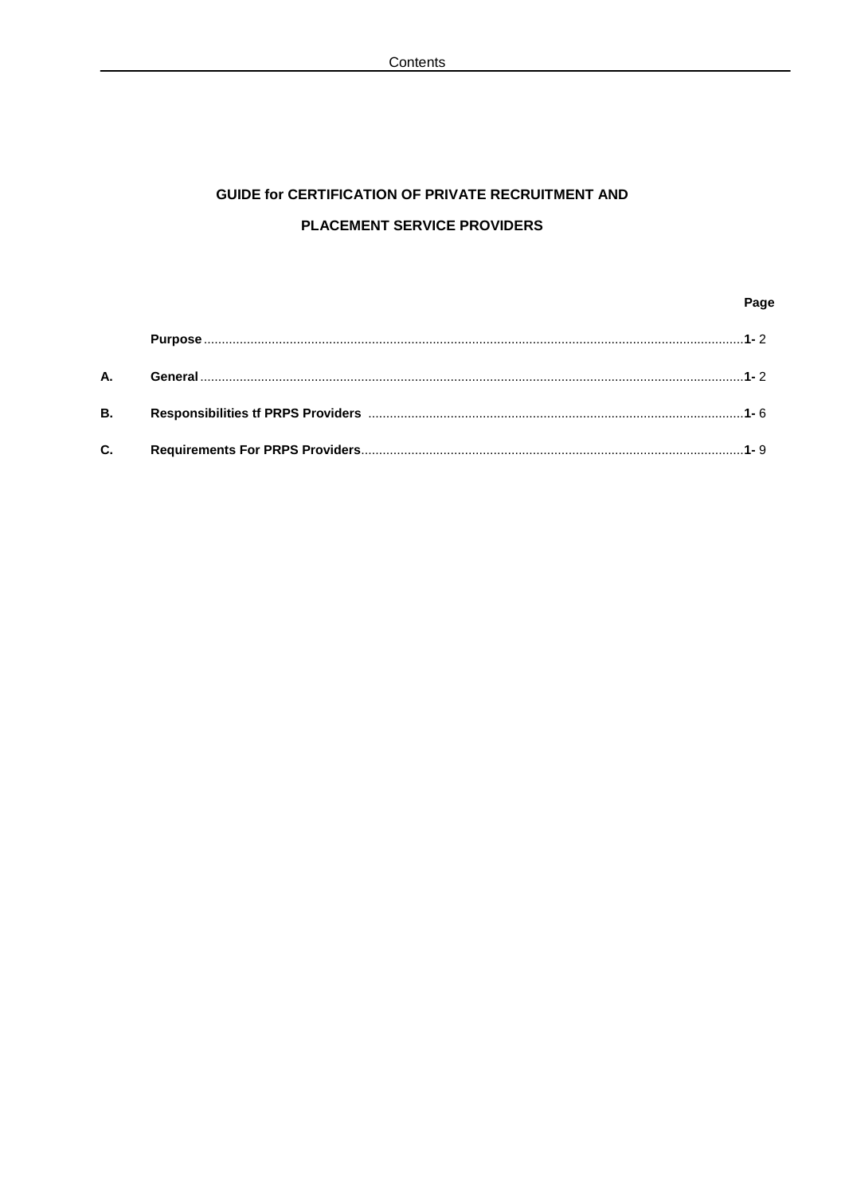# GUIDE for CERTIFICATION OF PRIVATE RECRUITMENT AND PLACEMENT SERVICE PROVIDERS

| | | Page |
|---|---|---|
| | **Purpose** | **1-** 2 |
| **A.** | **General** | **1-** 2 |
| **B.** | **Responsibilities tf PRPS Providers** | **1-** 6 |
| **C.** | **Requirements For PRPS Providers** | **1-** 9 |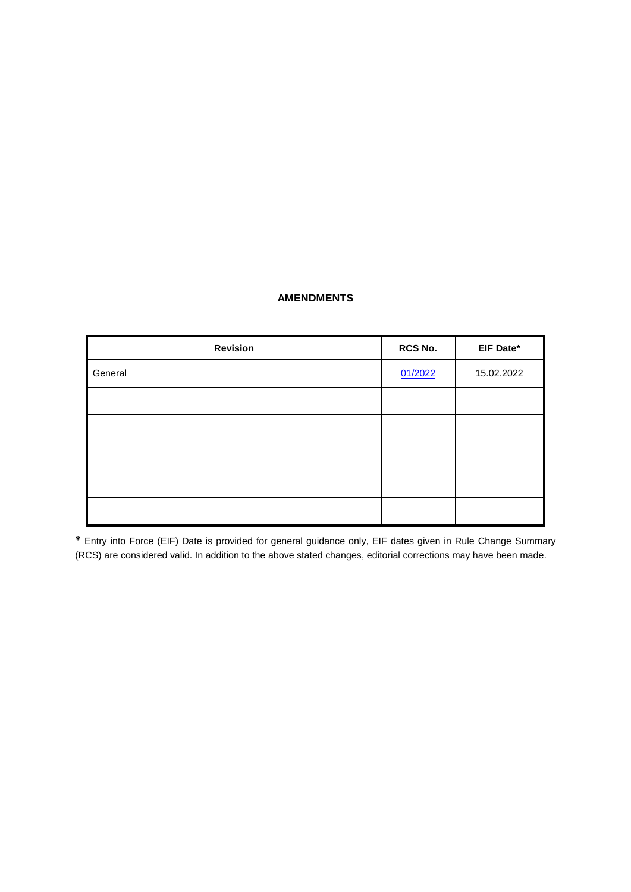## AMENDMENTS

| Revision | RCS No. | EIF Date* |
| --- | --- | --- |
| General | 01/2022 | 15.02.2022 |
| | | |
| | | |
| | | |
| | | |
| | | |

* Entry into Force (EIF) Date is provided for general guidance only, EIF dates given in Rule Change Summary (RCS) are considered valid. In addition to the above stated changes, editorial corrections may have been made.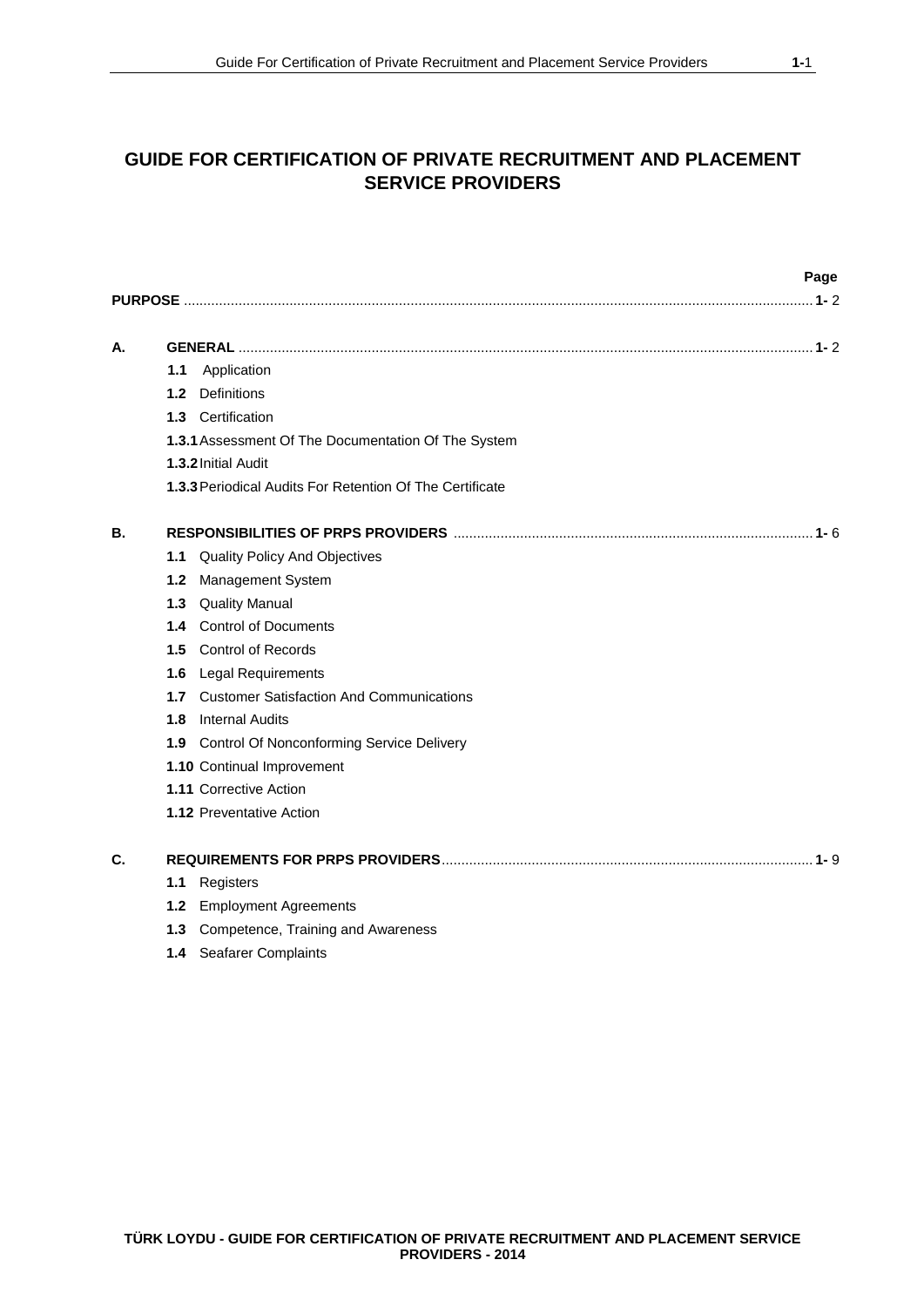# GUIDE FOR CERTIFICATION OF PRIVATE RECRUITMENT AND PLACEMENT SERVICE PROVIDERS

| | | Page |
|---|---|---|
| **PURPOSE** | | **1-** 2 |
| **A.** | **GENERAL** | **1-** 2 |
| | **1.1** Application | |
| | **1.2** Definitions | |
| | **1.3** Certification | |
| | **1.3.1** Assessment Of The Documentation Of The System | |
| | **1.3.2** Initial Audit | |
| | **1.3.3** Periodical Audits For Retention Of The Certificate | |
| **B.** | **RESPONSIBILITIES OF PRPS PROVIDERS** | **1-** 6 |
| | **1.1** Quality Policy And Objectives | |
| | **1.2** Management System | |
| | **1.3** Quality Manual | |
| | **1.4** Control of Documents | |
| | **1.5** Control of Records | |
| | **1.6** Legal Requirements | |
| | **1.7** Customer Satisfaction And Communications | |
| | **1.8** Internal Audits | |
| | **1.9** Control Of Nonconforming Service Delivery | |
| | **1.10** Continual Improvement | |
| | **1.11** Corrective Action | |
| | **1.12** Preventative Action | |
| **C.** | **REQUIREMENTS FOR PRPS PROVIDERS** | **1-** 9 |
| | **1.1** Registers | |
| | **1.2** Employment Agreements | |
| | **1.3** Competence, Training and Awareness | |
| | **1.4** Seafarer Complaints | |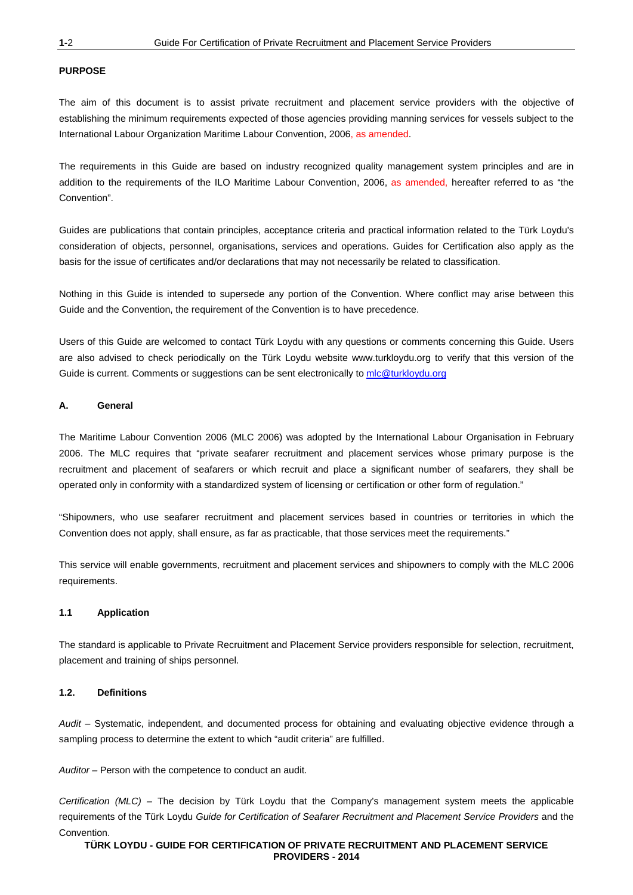**PURPOSE**

The aim of this document is to assist private recruitment and placement service providers with the objective of establishing the minimum requirements expected of those agencies providing manning services for vessels subject to the International Labour Organization Maritime Labour Convention, 2006, as amended.

The requirements in this Guide are based on industry recognized quality management system principles and are in addition to the requirements of the ILO Maritime Labour Convention, 2006, as amended, hereafter referred to as "the Convention".

Guides are publications that contain principles, acceptance criteria and practical information related to the Türk Loydu's consideration of objects, personnel, organisations, services and operations. Guides for Certification also apply as the basis for the issue of certificates and/or declarations that may not necessarily be related to classification.

Nothing in this Guide is intended to supersede any portion of the Convention. Where conflict may arise between this Guide and the Convention, the requirement of the Convention is to have precedence.

Users of this Guide are welcomed to contact Türk Loydu with any questions or comments concerning this Guide. Users are also advised to check periodically on the Türk Loydu website www.turkloydu.org to verify that this version of the Guide is current. Comments or suggestions can be sent electronically to mlc@turkloydu.org

## A. General

The Maritime Labour Convention 2006 (MLC 2006) was adopted by the International Labour Organisation in February 2006. The MLC requires that "private seafarer recruitment and placement services whose primary purpose is the recruitment and placement of seafarers or which recruit and place a significant number of seafarers, they shall be operated only in conformity with a standardized system of licensing or certification or other form of regulation."

"Shipowners, who use seafarer recruitment and placement services based in countries or territories in which the Convention does not apply, shall ensure, as far as practicable, that those services meet the requirements."

This service will enable governments, recruitment and placement services and shipowners to comply with the MLC 2006 requirements.

### 1.1 Application

The standard is applicable to Private Recruitment and Placement Service providers responsible for selection, recruitment, placement and training of ships personnel.

### 1.2. Definitions

*Audit* – Systematic, independent, and documented process for obtaining and evaluating objective evidence through a sampling process to determine the extent to which "audit criteria" are fulfilled.

*Auditor* – Person with the competence to conduct an audit.

*Certification (MLC)* – The decision by Türk Loydu that the Company's management system meets the applicable requirements of the Türk Loydu *Guide for Certification of Seafarer Recruitment and Placement Service Providers* and the Convention.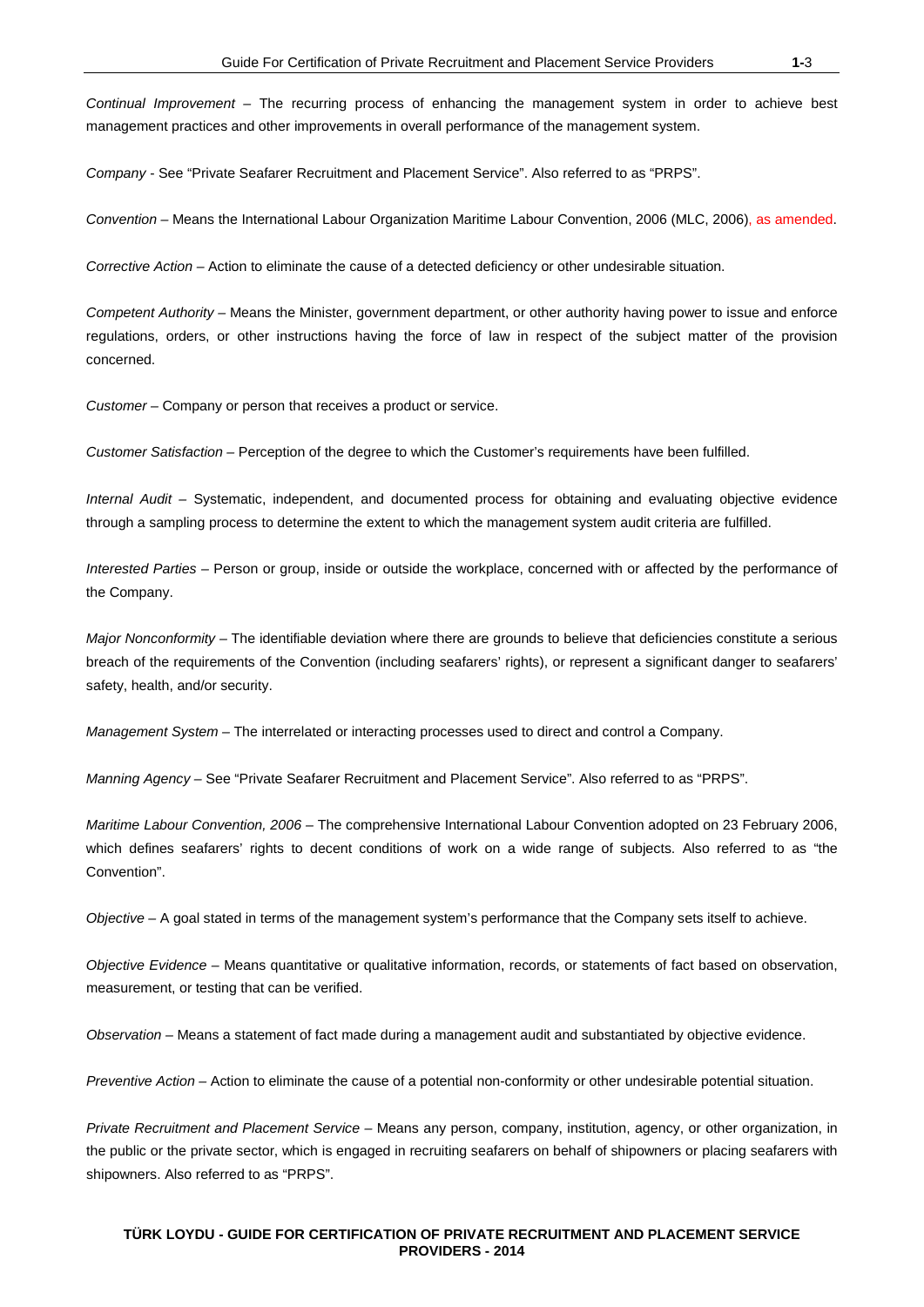*Continual Improvement* – The recurring process of enhancing the management system in order to achieve best management practices and other improvements in overall performance of the management system.

*Company* - See "Private Seafarer Recruitment and Placement Service". Also referred to as "PRPS".

*Convention* – Means the International Labour Organization Maritime Labour Convention, 2006 (MLC, 2006), as amended.

*Corrective Action* – Action to eliminate the cause of a detected deficiency or other undesirable situation.

*Competent Authority* – Means the Minister, government department, or other authority having power to issue and enforce regulations, orders, or other instructions having the force of law in respect of the subject matter of the provision concerned.

*Customer* – Company or person that receives a product or service.

*Customer Satisfaction* – Perception of the degree to which the Customer's requirements have been fulfilled.

*Internal Audit* – Systematic, independent, and documented process for obtaining and evaluating objective evidence through a sampling process to determine the extent to which the management system audit criteria are fulfilled.

*Interested Parties* – Person or group, inside or outside the workplace, concerned with or affected by the performance of the Company.

*Major Nonconformity* – The identifiable deviation where there are grounds to believe that deficiencies constitute a serious breach of the requirements of the Convention (including seafarers' rights), or represent a significant danger to seafarers' safety, health, and/or security.

*Management System* – The interrelated or interacting processes used to direct and control a Company.

*Manning Agency* – See "Private Seafarer Recruitment and Placement Service". Also referred to as "PRPS".

*Maritime Labour Convention, 2006* – The comprehensive International Labour Convention adopted on 23 February 2006, which defines seafarers' rights to decent conditions of work on a wide range of subjects. Also referred to as "the Convention".

*Objective* – A goal stated in terms of the management system's performance that the Company sets itself to achieve.

*Objective Evidence* – Means quantitative or qualitative information, records, or statements of fact based on observation, measurement, or testing that can be verified.

*Observation* – Means a statement of fact made during a management audit and substantiated by objective evidence.

*Preventive Action* – Action to eliminate the cause of a potential non-conformity or other undesirable potential situation.

*Private Recruitment and Placement Service* – Means any person, company, institution, agency, or other organization, in the public or the private sector, which is engaged in recruiting seafarers on behalf of shipowners or placing seafarers with shipowners. Also referred to as "PRPS".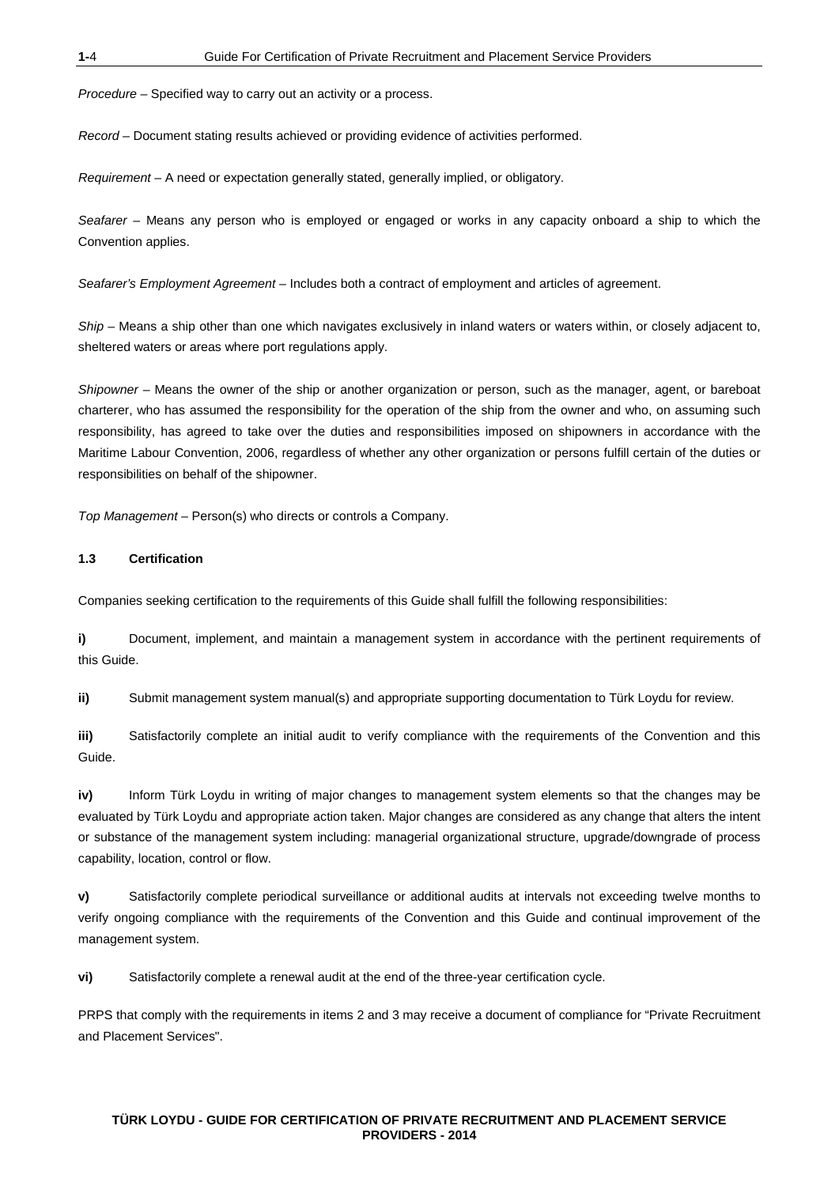*Procedure* – Specified way to carry out an activity or a process.

*Record* – Document stating results achieved or providing evidence of activities performed.

*Requirement* – A need or expectation generally stated, generally implied, or obligatory.

*Seafarer* – Means any person who is employed or engaged or works in any capacity onboard a ship to which the Convention applies.

*Seafarer's Employment Agreement* – Includes both a contract of employment and articles of agreement.

*Ship* – Means a ship other than one which navigates exclusively in inland waters or waters within, or closely adjacent to, sheltered waters or areas where port regulations apply.

*Shipowner* – Means the owner of the ship or another organization or person, such as the manager, agent, or bareboat charterer, who has assumed the responsibility for the operation of the ship from the owner and who, on assuming such responsibility, has agreed to take over the duties and responsibilities imposed on shipowners in accordance with the Maritime Labour Convention, 2006, regardless of whether any other organization or persons fulfill certain of the duties or responsibilities on behalf of the shipowner.

*Top Management* – Person(s) who directs or controls a Company.

### 1.3 Certification

Companies seeking certification to the requirements of this Guide shall fulfill the following responsibilities:

**i)** Document, implement, and maintain a management system in accordance with the pertinent requirements of this Guide.

**ii)** Submit management system manual(s) and appropriate supporting documentation to Türk Loydu for review.

**iii)** Satisfactorily complete an initial audit to verify compliance with the requirements of the Convention and this Guide.

**iv)** Inform Türk Loydu in writing of major changes to management system elements so that the changes may be evaluated by Türk Loydu and appropriate action taken. Major changes are considered as any change that alters the intent or substance of the management system including: managerial organizational structure, upgrade/downgrade of process capability, location, control or flow.

**v)** Satisfactorily complete periodical surveillance or additional audits at intervals not exceeding twelve months to verify ongoing compliance with the requirements of the Convention and this Guide and continual improvement of the management system.

**vi)** Satisfactorily complete a renewal audit at the end of the three-year certification cycle.

PRPS that comply with the requirements in items 2 and 3 may receive a document of compliance for "Private Recruitment and Placement Services".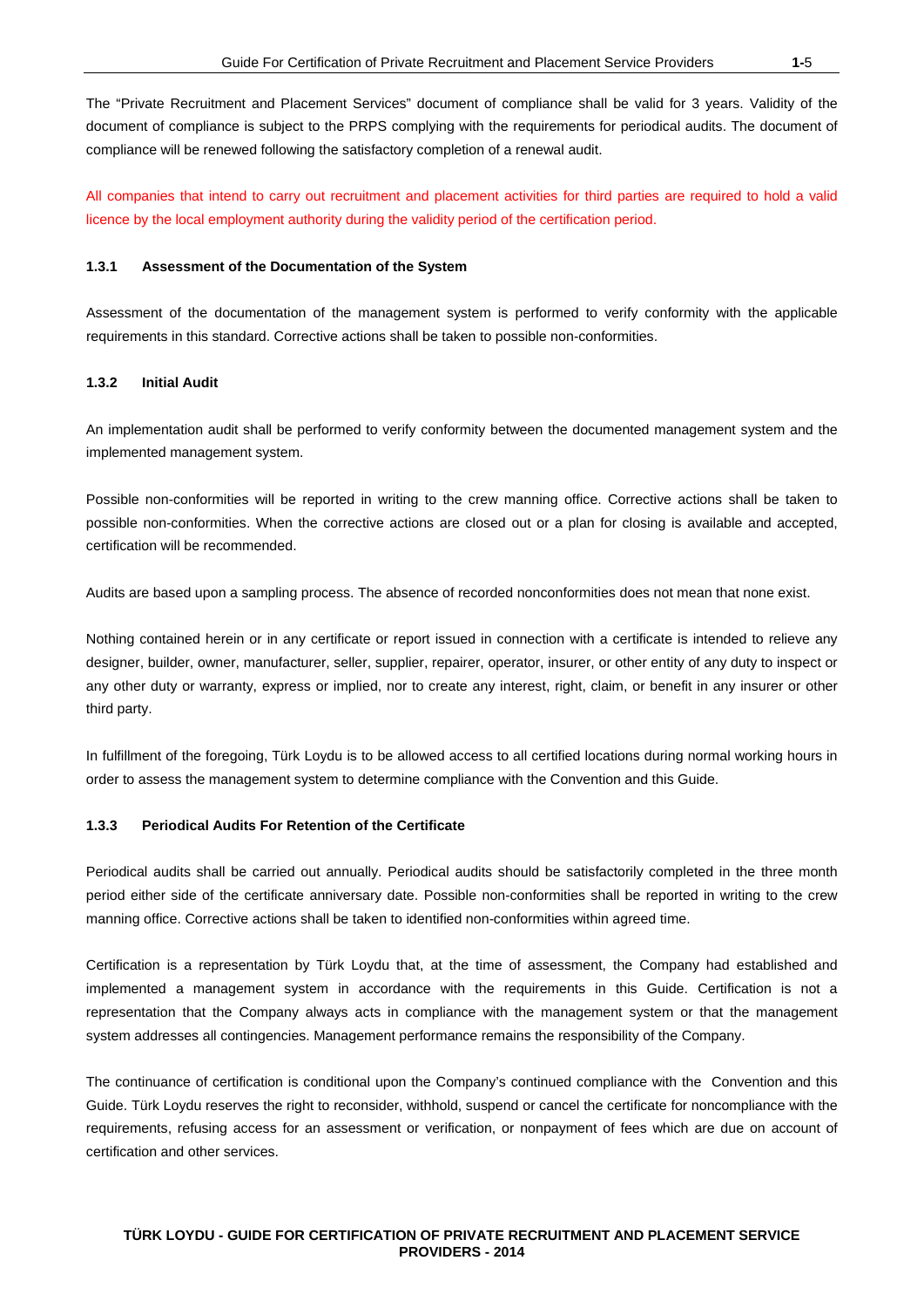The "Private Recruitment and Placement Services" document of compliance shall be valid for 3 years. Validity of the document of compliance is subject to the PRPS complying with the requirements for periodical audits. The document of compliance will be renewed following the satisfactory completion of a renewal audit.

All companies that intend to carry out recruitment and placement activities for third parties are required to hold a valid licence by the local employment authority during the validity period of the certification period.

#### 1.3.1 Assessment of the Documentation of the System

Assessment of the documentation of the management system is performed to verify conformity with the applicable requirements in this standard. Corrective actions shall be taken to possible non-conformities.

#### 1.3.2 Initial Audit

An implementation audit shall be performed to verify conformity between the documented management system and the implemented management system.

Possible non-conformities will be reported in writing to the crew manning office. Corrective actions shall be taken to possible non-conformities. When the corrective actions are closed out or a plan for closing is available and accepted, certification will be recommended.

Audits are based upon a sampling process. The absence of recorded nonconformities does not mean that none exist.

Nothing contained herein or in any certificate or report issued in connection with a certificate is intended to relieve any designer, builder, owner, manufacturer, seller, supplier, repairer, operator, insurer, or other entity of any duty to inspect or any other duty or warranty, express or implied, nor to create any interest, right, claim, or benefit in any insurer or other third party.

In fulfillment of the foregoing, Türk Loydu is to be allowed access to all certified locations during normal working hours in order to assess the management system to determine compliance with the Convention and this Guide.

#### 1.3.3 Periodical Audits For Retention of the Certificate

Periodical audits shall be carried out annually. Periodical audits should be satisfactorily completed in the three month period either side of the certificate anniversary date. Possible non-conformities shall be reported in writing to the crew manning office. Corrective actions shall be taken to identified non-conformities within agreed time.

Certification is a representation by Türk Loydu that, at the time of assessment, the Company had established and implemented a management system in accordance with the requirements in this Guide. Certification is not a representation that the Company always acts in compliance with the management system or that the management system addresses all contingencies. Management performance remains the responsibility of the Company.

The continuance of certification is conditional upon the Company's continued compliance with the Convention and this Guide. Türk Loydu reserves the right to reconsider, withhold, suspend or cancel the certificate for noncompliance with the requirements, refusing access for an assessment or verification, or nonpayment of fees which are due on account of certification and other services.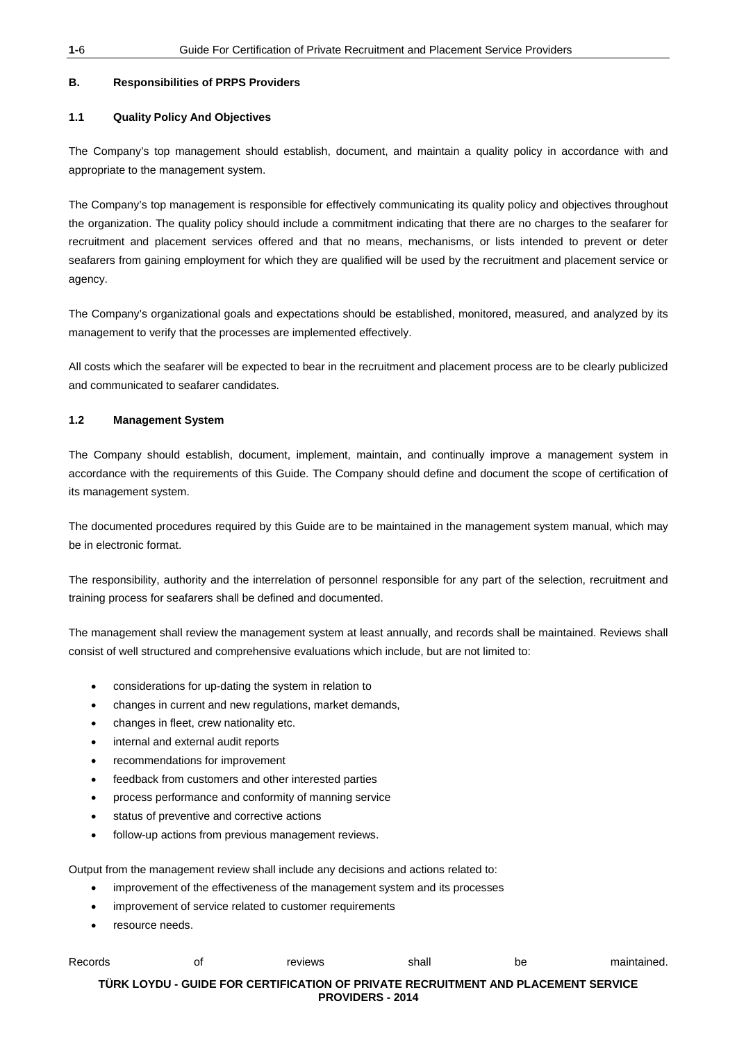### B. Responsibilities of PRPS Providers

#### 1.1 Quality Policy And Objectives

The Company's top management should establish, document, and maintain a quality policy in accordance with and appropriate to the management system.

The Company's top management is responsible for effectively communicating its quality policy and objectives throughout the organization. The quality policy should include a commitment indicating that there are no charges to the seafarer for recruitment and placement services offered and that no means, mechanisms, or lists intended to prevent or deter seafarers from gaining employment for which they are qualified will be used by the recruitment and placement service or agency.

The Company's organizational goals and expectations should be established, monitored, measured, and analyzed by its management to verify that the processes are implemented effectively.

All costs which the seafarer will be expected to bear in the recruitment and placement process are to be clearly publicized and communicated to seafarer candidates.

#### 1.2 Management System

The Company should establish, document, implement, maintain, and continually improve a management system in accordance with the requirements of this Guide. The Company should define and document the scope of certification of its management system.

The documented procedures required by this Guide are to be maintained in the management system manual, which may be in electronic format.

The responsibility, authority and the interrelation of personnel responsible for any part of the selection, recruitment and training process for seafarers shall be defined and documented.

The management shall review the management system at least annually, and records shall be maintained. Reviews shall consist of well structured and comprehensive evaluations which include, but are not limited to:

- considerations for up-dating the system in relation to
- changes in current and new regulations, market demands,
- changes in fleet, crew nationality etc.
- internal and external audit reports
- recommendations for improvement
- feedback from customers and other interested parties
- process performance and conformity of manning service
- status of preventive and corrective actions
- follow-up actions from previous management reviews.

Output from the management review shall include any decisions and actions related to:

- improvement of the effectiveness of the management system and its processes
- improvement of service related to customer requirements
- resource needs.

Records of reviews shall be maintained.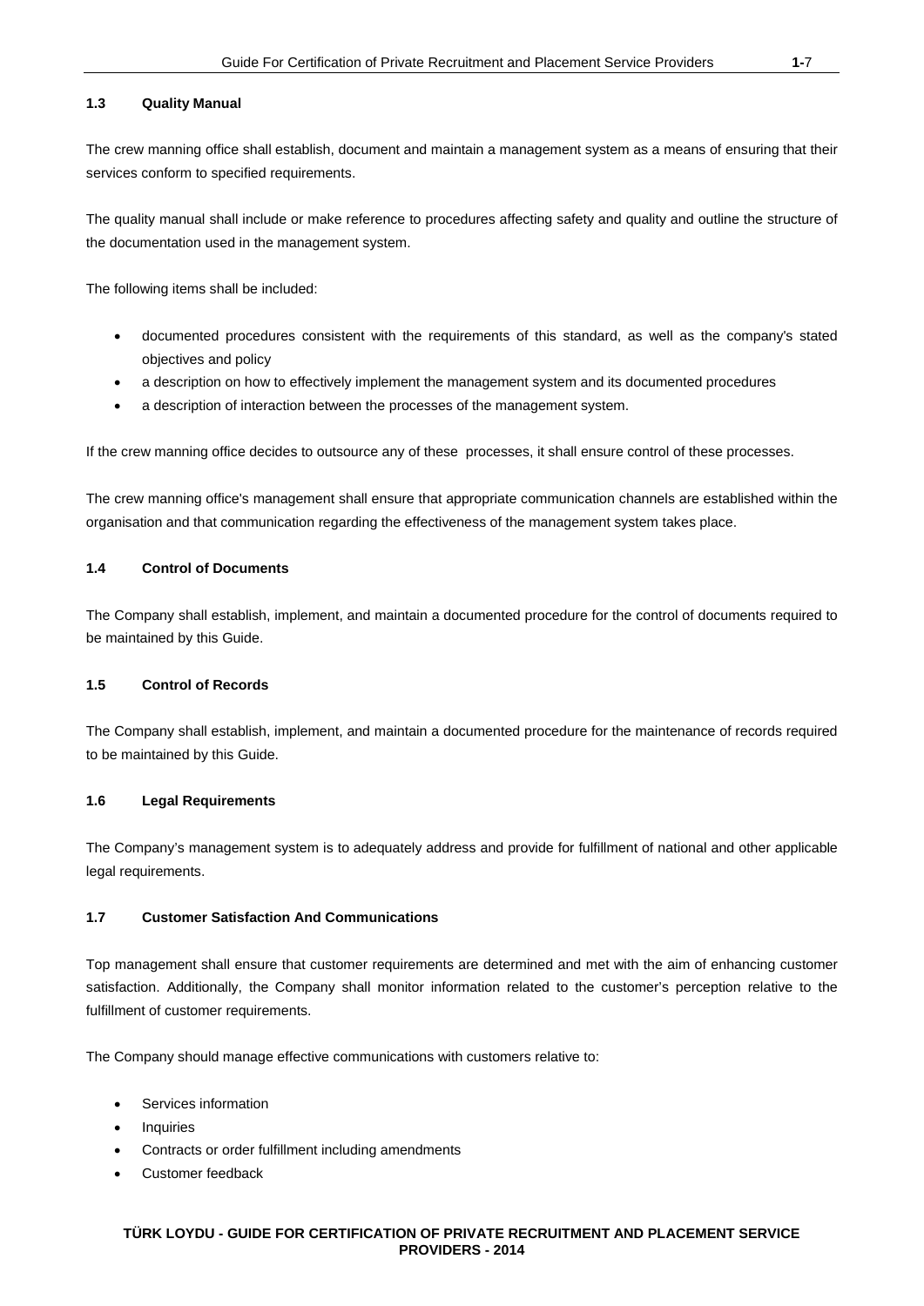### 1.3 Quality Manual

The crew manning office shall establish, document and maintain a management system as a means of ensuring that their services conform to specified requirements.

The quality manual shall include or make reference to procedures affecting safety and quality and outline the structure of the documentation used in the management system.

The following items shall be included:

- documented procedures consistent with the requirements of this standard, as well as the company's stated objectives and policy
- a description on how to effectively implement the management system and its documented procedures
- a description of interaction between the processes of the management system.

If the crew manning office decides to outsource any of these processes, it shall ensure control of these processes.

The crew manning office's management shall ensure that appropriate communication channels are established within the organisation and that communication regarding the effectiveness of the management system takes place.

### 1.4 Control of Documents

The Company shall establish, implement, and maintain a documented procedure for the control of documents required to be maintained by this Guide.

### 1.5 Control of Records

The Company shall establish, implement, and maintain a documented procedure for the maintenance of records required to be maintained by this Guide.

### 1.6 Legal Requirements

The Company's management system is to adequately address and provide for fulfillment of national and other applicable legal requirements.

### 1.7 Customer Satisfaction And Communications

Top management shall ensure that customer requirements are determined and met with the aim of enhancing customer satisfaction. Additionally, the Company shall monitor information related to the customer's perception relative to the fulfillment of customer requirements.

The Company should manage effective communications with customers relative to:

- Services information
- Inquiries
- Contracts or order fulfillment including amendments
- Customer feedback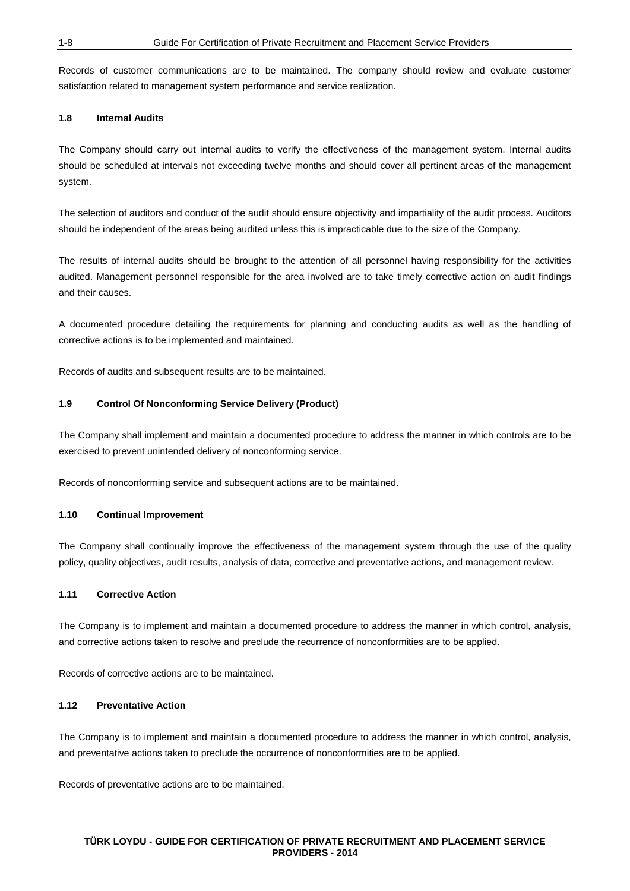Records of customer communications are to be maintained. The company should review and evaluate customer satisfaction related to management system performance and service realization.

### 1.8 Internal Audits

The Company should carry out internal audits to verify the effectiveness of the management system. Internal audits should be scheduled at intervals not exceeding twelve months and should cover all pertinent areas of the management system.

The selection of auditors and conduct of the audit should ensure objectivity and impartiality of the audit process. Auditors should be independent of the areas being audited unless this is impracticable due to the size of the Company.

The results of internal audits should be brought to the attention of all personnel having responsibility for the activities audited. Management personnel responsible for the area involved are to take timely corrective action on audit findings and their causes.

A documented procedure detailing the requirements for planning and conducting audits as well as the handling of corrective actions is to be implemented and maintained.

Records of audits and subsequent results are to be maintained.

### 1.9 Control Of Nonconforming Service Delivery (Product)

The Company shall implement and maintain a documented procedure to address the manner in which controls are to be exercised to prevent unintended delivery of nonconforming service.

Records of nonconforming service and subsequent actions are to be maintained.

### 1.10 Continual Improvement

The Company shall continually improve the effectiveness of the management system through the use of the quality policy, quality objectives, audit results, analysis of data, corrective and preventative actions, and management review.

### 1.11 Corrective Action

The Company is to implement and maintain a documented procedure to address the manner in which control, analysis, and corrective actions taken to resolve and preclude the recurrence of nonconformities are to be applied.

Records of corrective actions are to be maintained.

### 1.12 Preventative Action

The Company is to implement and maintain a documented procedure to address the manner in which control, analysis, and preventative actions taken to preclude the occurrence of nonconformities are to be applied.

Records of preventative actions are to be maintained.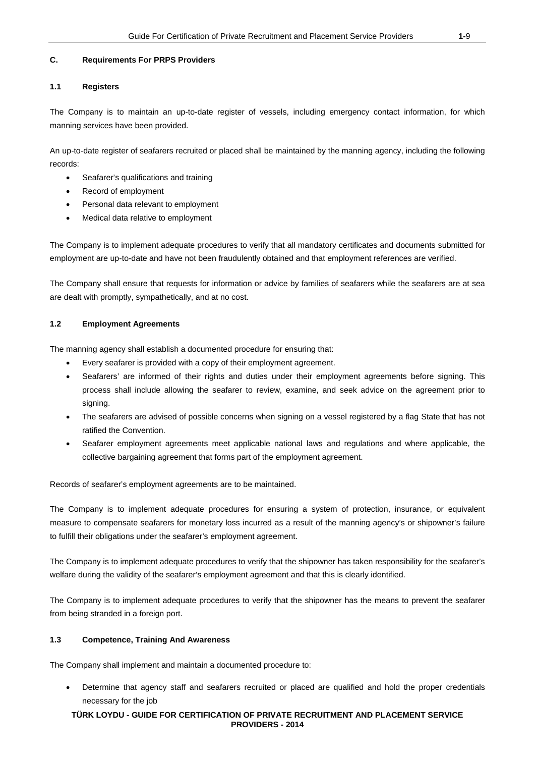### C. Requirements For PRPS Providers

#### 1.1 Registers

The Company is to maintain an up-to-date register of vessels, including emergency contact information, for which manning services have been provided.

An up-to-date register of seafarers recruited or placed shall be maintained by the manning agency, including the following records:

- Seafarer's qualifications and training
- Record of employment
- Personal data relevant to employment
- Medical data relative to employment

The Company is to implement adequate procedures to verify that all mandatory certificates and documents submitted for employment are up-to-date and have not been fraudulently obtained and that employment references are verified.

The Company shall ensure that requests for information or advice by families of seafarers while the seafarers are at sea are dealt with promptly, sympathetically, and at no cost.

#### 1.2 Employment Agreements

The manning agency shall establish a documented procedure for ensuring that:

- Every seafarer is provided with a copy of their employment agreement.
- Seafarers' are informed of their rights and duties under their employment agreements before signing. This process shall include allowing the seafarer to review, examine, and seek advice on the agreement prior to signing.
- The seafarers are advised of possible concerns when signing on a vessel registered by a flag State that has not ratified the Convention.
- Seafarer employment agreements meet applicable national laws and regulations and where applicable, the collective bargaining agreement that forms part of the employment agreement.

Records of seafarer's employment agreements are to be maintained.

The Company is to implement adequate procedures for ensuring a system of protection, insurance, or equivalent measure to compensate seafarers for monetary loss incurred as a result of the manning agency's or shipowner's failure to fulfill their obligations under the seafarer's employment agreement.

The Company is to implement adequate procedures to verify that the shipowner has taken responsibility for the seafarer's welfare during the validity of the seafarer's employment agreement and that this is clearly identified.

The Company is to implement adequate procedures to verify that the shipowner has the means to prevent the seafarer from being stranded in a foreign port.

#### 1.3 Competence, Training And Awareness

The Company shall implement and maintain a documented procedure to:

- Determine that agency staff and seafarers recruited or placed are qualified and hold the proper credentials necessary for the job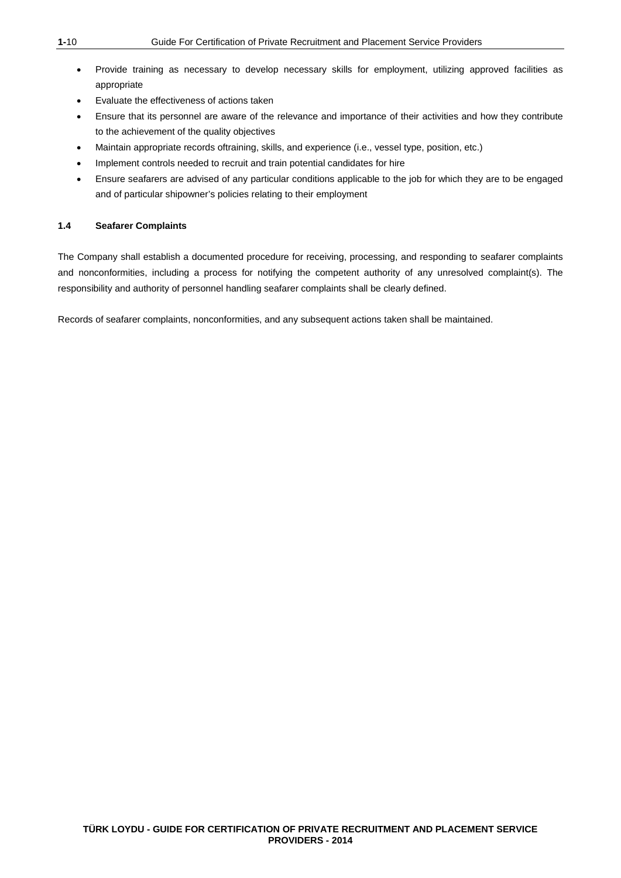- Provide training as necessary to develop necessary skills for employment, utilizing approved facilities as appropriate
- Evaluate the effectiveness of actions taken
- Ensure that its personnel are aware of the relevance and importance of their activities and how they contribute to the achievement of the quality objectives
- Maintain appropriate records oftraining, skills, and experience (i.e., vessel type, position, etc.)
- Implement controls needed to recruit and train potential candidates for hire
- Ensure seafarers are advised of any particular conditions applicable to the job for which they are to be engaged and of particular shipowner's policies relating to their employment

### 1.4 Seafarer Complaints

The Company shall establish a documented procedure for receiving, processing, and responding to seafarer complaints and nonconformities, including a process for notifying the competent authority of any unresolved complaint(s). The responsibility and authority of personnel handling seafarer complaints shall be clearly defined.

Records of seafarer complaints, nonconformities, and any subsequent actions taken shall be maintained.